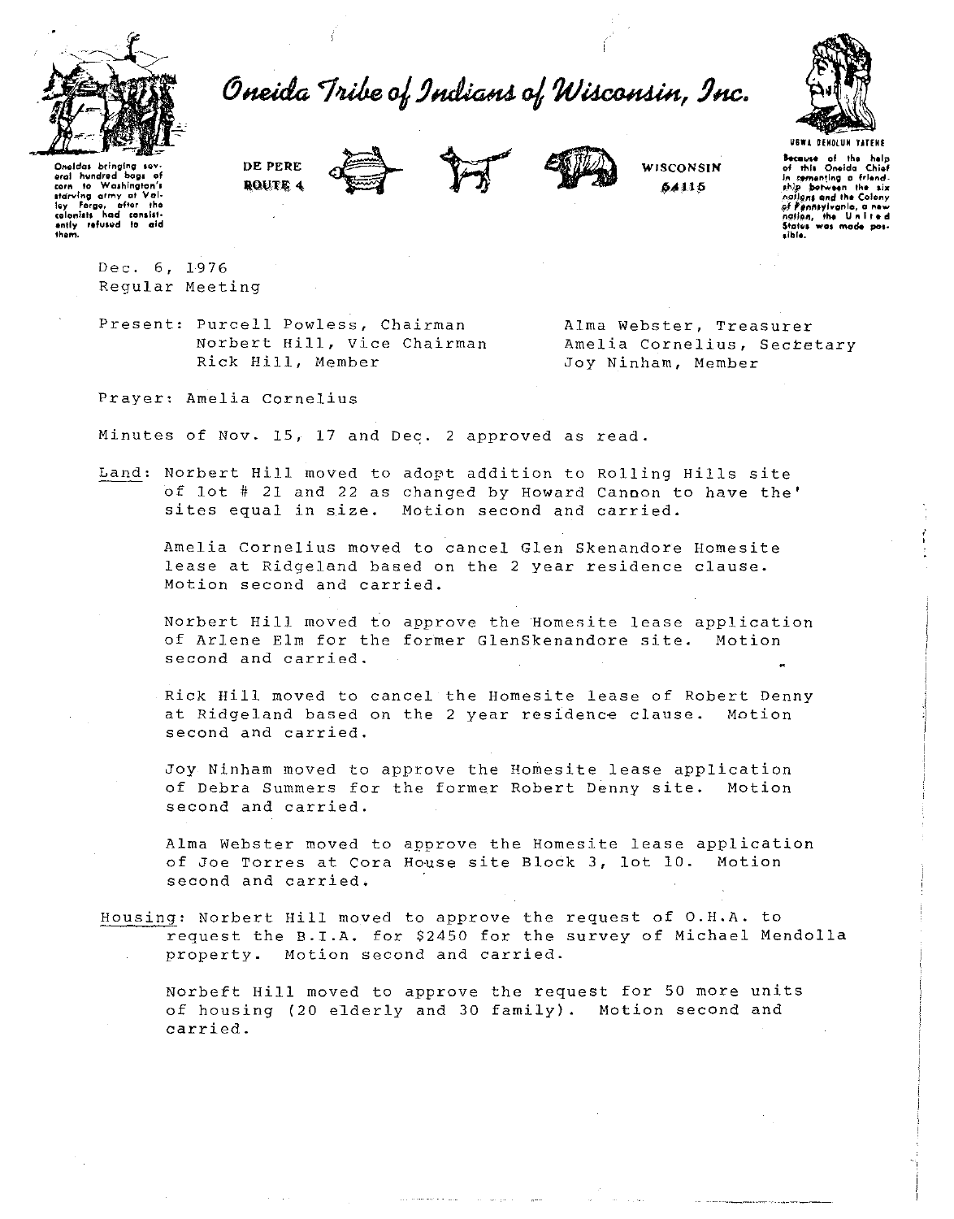# Oneida Tribe of Indians of Wisconsin, Inc.

Oneidas bringing several hundred bags of corn to Washington's starving army at Valley Forge, after the colonists had consistently refused to aid them.

DE PERE ROUTE 4 WISCONSIN 54115

UGWA DEHOLUH YATEHE

Because of the help of this Oneida Chief in cementing a friendship between the six nations and the Colony of Pennsylvania, a new nation, the United States was made possible.

Dec. 6, 1976
Regular Meeting

Present: Purcell Powless, Chairman
Norbert Hill, Vice Chairman
Rick Hill, Member
Alma Webster, Treasurer
Amelia Cornelius, Secretary
Joy Ninham, Member

Prayer: Amelia Cornelius

Minutes of Nov. 15, 17 and Dec. 2 approved as read.

Land: Norbert Hill moved to adopt addition to Rolling Hills site of lot # 21 and 22 as changed by Howard Cannon to have the' sites equal in size. Motion second and carried.

Amelia Cornelius moved to cancel Glen Skenandore Homesite lease at Ridgeland based on the 2 year residence clause. Motion second and carried.

Norbert Hill moved to approve the Homesite lease application of Arlene Elm for the former GlenSkenandore site. Motion second and carried.

Rick Hill moved to cancel the Homesite lease of Robert Denny at Ridgeland based on the 2 year residence clause. Motion second and carried.

Joy Ninham moved to approve the Homesite lease application of Debra Summers for the former Robert Denny site. Motion second and carried.

Alma Webster moved to approve the Homesite lease application of Joe Torres at Cora House site Block 3, lot 10. Motion second and carried.

Housing: Norbert Hill moved to approve the request of O.H.A. to request the B.I.A. for $2450 for the survey of Michael Mendolla property. Motion second and carried.

Norbeft Hill moved to approve the request for 50 more units of housing (20 elderly and 30 family). Motion second and carried.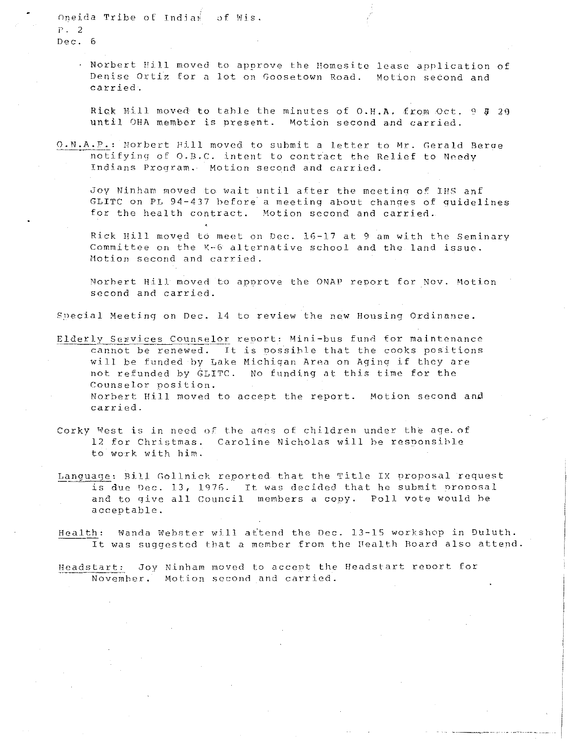Oneida Tribe of Indian of Wis.
P. 2
Dec. 6

- Norbert Hill moved to approve the Homesite lease application of Denise Ortiz for a lot on Goosetown Road. Motion second and carried.

  Rick Hill moved to table the minutes of O.H.A. from Oct. 9 & 29 until OHA member is present. Motion second and carried.

O.N.A.P.: Norbert Hill moved to submit a letter to Mr. Gerald Berge notifying of O.B.C. intent to contract the Relief to Needy Indians Program. Motion second and carried.

Joy Ninham moved to wait until after the meeting of IHS anf GLITC on PL 94-437 before a meeting about changes of guidelines for the health contract. Motion second and carried.

Rick Hill moved to meet on Dec. 16-17 at 9 am with the Seminary Committee on the K-6 alternative school and the land issue. Motion second and carried.

Norbert Hill moved to approve the ONAP report for Nov. Motion second and carried.

Special Meeting on Dec. 14 to review the new Housing Ordinance.

Elderly Services Counselor report: Mini-bus fund for maintenance cannot be renewed. It is possible that the cooks positions will be funded by Lake Michigan Area on Aging if they are not refunded by GLITC. No funding at this time for the Counselor position.
Norbert Hill moved to accept the report. Motion second and carried.

Corky West is in need of the ages of children under the age of 12 for Christmas. Caroline Nicholas will be responsible to work with him.

Language: Bill Gollnick reported that the Title IX proposal request is due Dec. 13, 1976. It was decided that he submit proposal and to give all Council members a copy. Poll vote would be acceptable.

Health: Wanda Webster will attend the Dec. 13-15 workshop in Duluth. It was suggested that a member from the Health Board also attend.

Headstart: Joy Ninham moved to accept the Headstart report for November. Motion second and carried.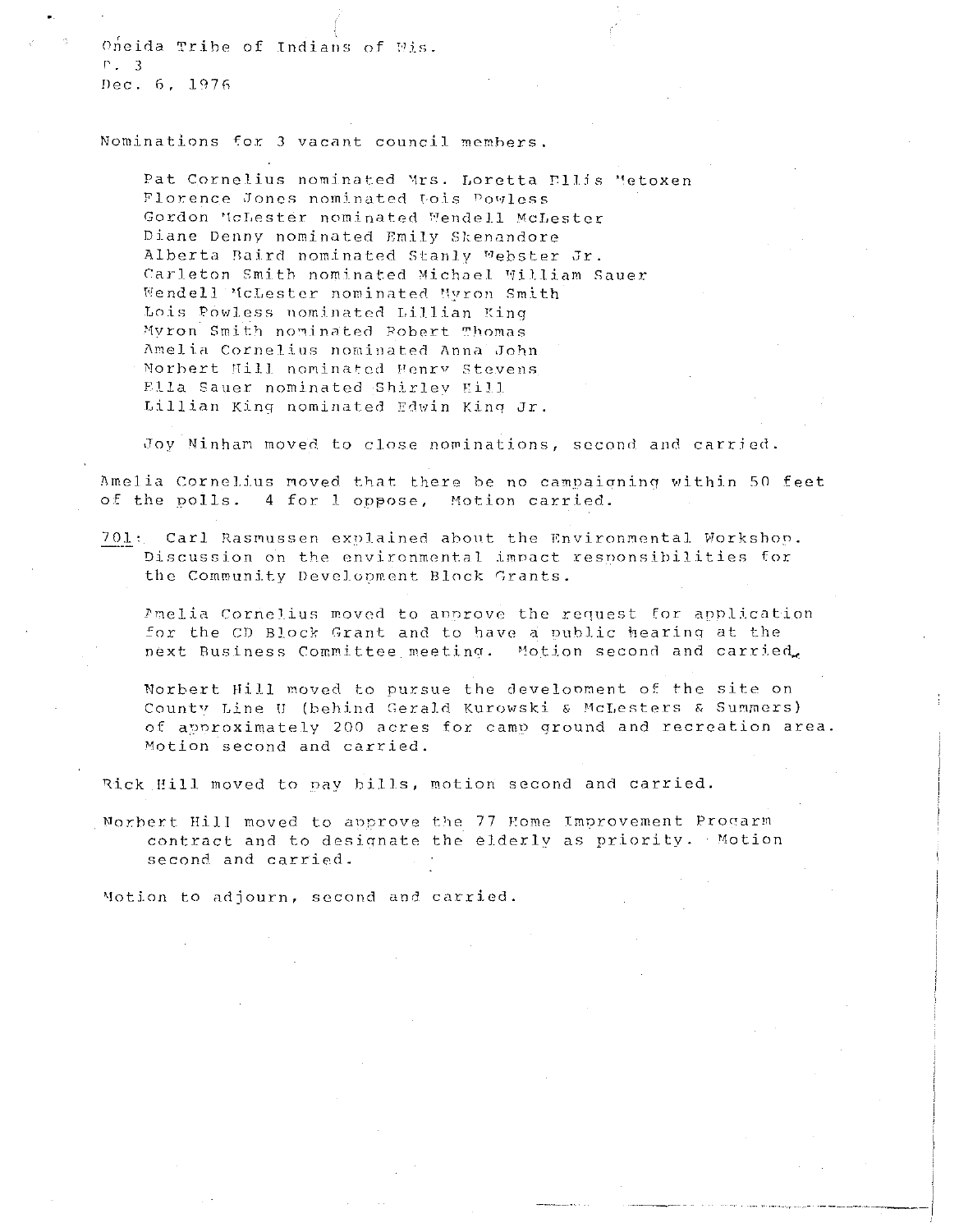Nominations for 3 vacant council members.

Pat Cornelius nominated Mrs. Loretta Ellis Metoxen
Florence Jones nominated Lois Powless
Gordon McLester nominated Wendell McLester
Diane Denny nominated Emily Skenandore
Alberta Baird nominated Stanly Webster Jr.
Carleton Smith nominated Michael William Sauer
Wendell McLester nominated Myron Smith
Lois Powless nominated Lillian King
Myron Smith nominated Robert Thomas
Amelia Cornelius nominated Anna John
Norbert Hill nominated Henry Stevens
Ella Sauer nominated Shirley Hill
Lillian King nominated Edwin King Jr.

Joy Ninham moved to close nominations, second and carried.

Amelia Cornelius moved that there be no campaigning within 50 feet of the polls. 4 for 1 oppose, Motion carried.

701: Carl Rasmussen explained about the Environmental Workshop. Discussion on the environmental impact responsibilities for the Community Development Block Grants.

Amelia Cornelius moved to approve the request for application for the CD Block Grant and to have a public hearing at the next Business Committee meeting. Motion second and carried.

Norbert Hill moved to pursue the development of the site on County Line U (behind Gerald Kurowski & McLesters & Summers) of approximately 200 acres for camp ground and recreation area. Motion second and carried.

Rick Hill moved to pay bills, motion second and carried.

Norbert Hill moved to approve the 77 Home Improvement Progarm contract and to designate the elderly as priority. Motion second and carried.

Motion to adjourn, second and carried.